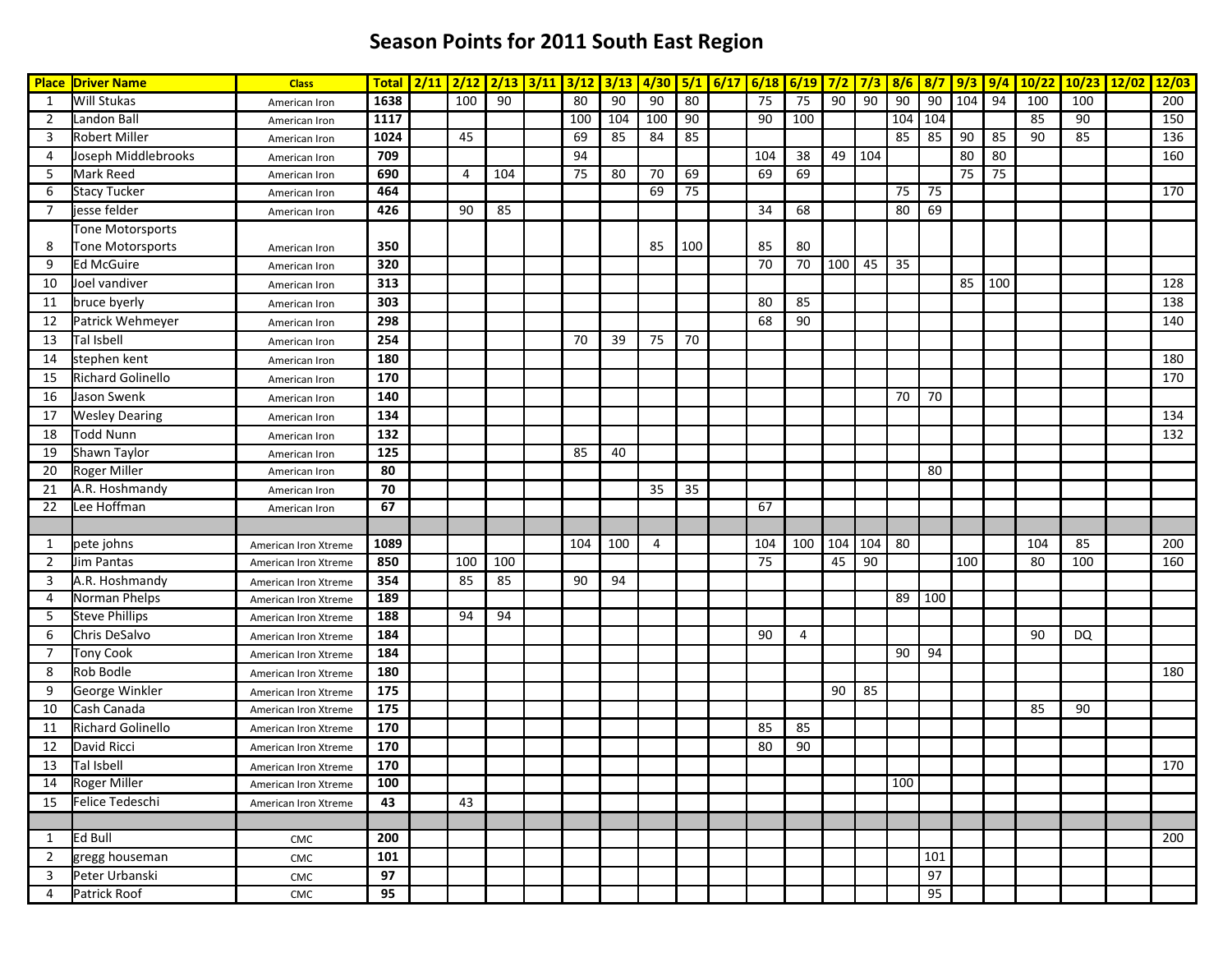# Season Points for 2011 South East Region

| Place | Driver Name | Class | Total | 2/11 | 2/12 | 2/13 | 3/11 | 3/12 | 3/13 | 4/30 | 5/1 | 6/17 | 6/18 | 6/19 | 7/2 | 7/3 | 8/6 | 8/7 | 9/3 | 9/4 | 10/22 | 10/23 | 12/02 | 12/03 |
|---|---|---|---|---|---|---|---|---|---|---|---|---|---|---|---|---|---|---|---|---|---|---|---|---|
| 1 | Will Stukas | American Iron | **1638** | | 100 | 90 | | 80 | 90 | 90 | 80 | | 75 | 75 | 90 | 90 | 90 | 90 | 104 | 94 | 100 | 100 | | 200 |
| 2 | Landon Ball | American Iron | **1117** | | | | | 100 | 104 | 100 | 90 | | 90 | 100 | | | 104 | 104 | | | 85 | 90 | | 150 |
| 3 | Robert Miller | American Iron | **1024** | | 45 | | | 69 | 85 | 84 | 85 | | | | | | 85 | 85 | 90 | 85 | 90 | 85 | | 136 |
| 4 | Joseph Middlebrooks | American Iron | **709** | | | | | 94 | | | | | 104 | 38 | 49 | 104 | | | 80 | 80 | | | | 160 |
| 5 | Mark Reed | American Iron | **690** | | 4 | 104 | | 75 | 80 | 70 | 69 | | 69 | 69 | | | | | 75 | 75 | | | | |
| 6 | Stacy Tucker | American Iron | **464** | | | | | | | 69 | 75 | | | | | | 75 | 75 | | | | | | 170 |
| 7 | jesse felder | American Iron | **426** | | 90 | 85 | | | | | | | 34 | 68 | | | 80 | 69 | | | | | | |
| 8 | Tone Motorsports Tone Motorsports | American Iron | **350** | | | | | | | 85 | 100 | | 85 | 80 | | | | | | | | | | |
| 9 | Ed McGuire | American Iron | **320** | | | | | | | | | | 70 | 70 | 100 | 45 | 35 | | | | | | | |
| 10 | Joel vandiver | American Iron | **313** | | | | | | | | | | | | | | | | 85 | 100 | | | | 128 |
| 11 | bruce byerly | American Iron | **303** | | | | | | | | | | 80 | 85 | | | | | | | | | | 138 |
| 12 | Patrick Wehmeyer | American Iron | **298** | | | | | | | | | | 68 | 90 | | | | | | | | | | 140 |
| 13 | Tal Isbell | American Iron | **254** | | | | | 70 | 39 | 75 | 70 | | | | | | | | | | | | | |
| 14 | stephen kent | American Iron | **180** | | | | | | | | | | | | | | | | | | | | | 180 |
| 15 | Richard Golinello | American Iron | **170** | | | | | | | | | | | | | | | | | | | | | 170 |
| 16 | Jason Swenk | American Iron | **140** | | | | | | | | | | | | | | 70 | 70 | | | | | | |
| 17 | Wesley Dearing | American Iron | **134** | | | | | | | | | | | | | | | | | | | | | 134 |
| 18 | Todd Nunn | American Iron | **132** | | | | | | | | | | | | | | | | | | | | | 132 |
| 19 | Shawn Taylor | American Iron | **125** | | | | | 85 | 40 | | | | | | | | | | | | | | | |
| 20 | Roger Miller | American Iron | **80** | | | | | | | | | | | | | | | 80 | | | | | | |
| 21 | A.R. Hoshmandy | American Iron | **70** | | | | | | | 35 | 35 | | | | | | | | | | | | | |
| 22 | Lee Hoffman | American Iron | **67** | | | | | | | | | | 67 | | | | | | | | | | | |
| | | | | | | | | | | | | | | | | | | | | | | | | |
| 1 | pete johns | American Iron Xtreme | **1089** | | | | | 104 | 100 | 4 | | | 104 | 100 | 104 | 104 | 80 | | | | 104 | 85 | | 200 |
| 2 | Jim Pantas | American Iron Xtreme | **850** | | 100 | 100 | | | | | | | 75 | | 45 | 90 | | | 100 | | 80 | 100 | | 160 |
| 3 | A.R. Hoshmandy | American Iron Xtreme | **354** | | 85 | 85 | | 90 | 94 | | | | | | | | | | | | | | | |
| 4 | Norman Phelps | American Iron Xtreme | **189** | | | | | | | | | | | | | | 89 | 100 | | | | | | |
| 5 | Steve Phillips | American Iron Xtreme | **188** | | 94 | 94 | | | | | | | | | | | | | | | | | | |
| 6 | Chris DeSalvo | American Iron Xtreme | **184** | | | | | | | | | | 90 | 4 | | | | | | | 90 | DQ | | |
| 7 | Tony Cook | American Iron Xtreme | **184** | | | | | | | | | | | | | | 90 | 94 | | | | | | |
| 8 | Rob Bodle | American Iron Xtreme | **180** | | | | | | | | | | | | | | | | | | | | | 180 |
| 9 | George Winkler | American Iron Xtreme | **175** | | | | | | | | | | | | 90 | 85 | | | | | | | | |
| 10 | Cash Canada | American Iron Xtreme | **175** | | | | | | | | | | | | | | | | | | 85 | 90 | | |
| 11 | Richard Golinello | American Iron Xtreme | **170** | | | | | | | | | | 85 | 85 | | | | | | | | | | |
| 12 | David Ricci | American Iron Xtreme | **170** | | | | | | | | | | 80 | 90 | | | | | | | | | | |
| 13 | Tal Isbell | American Iron Xtreme | **170** | | | | | | | | | | | | | | | | | | | | | 170 |
| 14 | Roger Miller | American Iron Xtreme | **100** | | | | | | | | | | | | | | 100 | | | | | | | |
| 15 | Felice Tedeschi | American Iron Xtreme | **43** | | 43 | | | | | | | | | | | | | | | | | | | |
| | | | | | | | | | | | | | | | | | | | | | | | | |
| 1 | Ed Bull | CMC | **200** | | | | | | | | | | | | | | | | | | | | | 200 |
| 2 | gregg houseman | CMC | **101** | | | | | | | | | | | | | | | 101 | | | | | | |
| 3 | Peter Urbanski | CMC | **97** | | | | | | | | | | | | | | | 97 | | | | | | |
| 4 | Patrick Roof | CMC | **95** | | | | | | | | | | | | | | | 95 | | | | | | |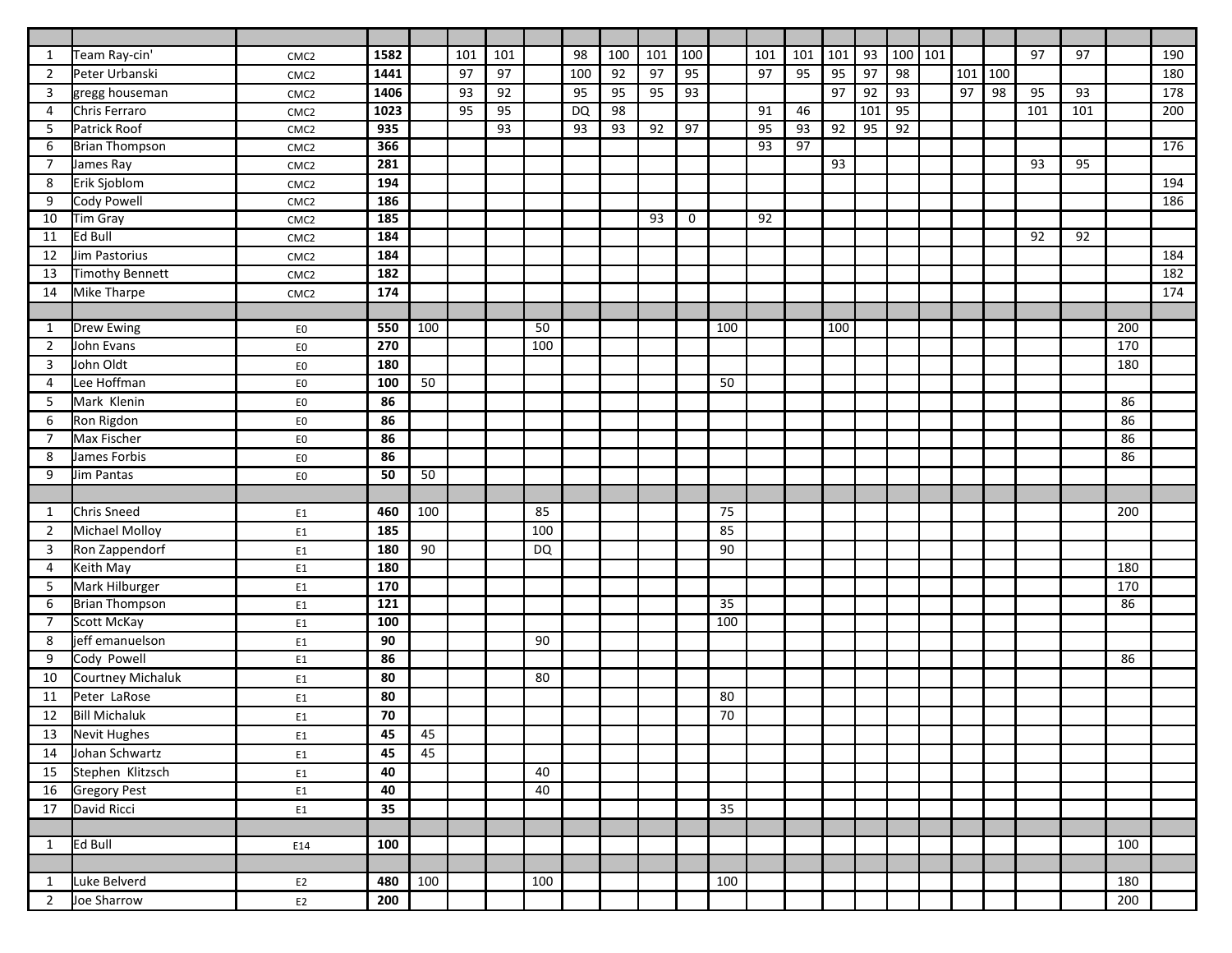| | | | | | | | | | | | | | | | | | | | | | | | | |
|---|---|---|---|---|---|---|---|---|---|---|---|---|---|---|---|---|---|---|---|---|---|---|---|---|
| 1 | Team Ray-cin' | CMC2 | **1582** | | 101 | 101 | | 98 | 100 | 101 | 100 | | 101 | 101 | 101 | 93 | 100 | 101 | | | 97 | 97 | | 190 |
| 2 | Peter Urbanski | CMC2 | **1441** | | 97 | 97 | | 100 | 92 | 97 | 95 | | 97 | 95 | 95 | 97 | 98 | | 101 | 100 | | | | 180 |
| 3 | gregg houseman | CMC2 | **1406** | | 93 | 92 | | 95 | 95 | 95 | 93 | | | | 97 | 92 | 93 | | 97 | 98 | 95 | 93 | | 178 |
| 4 | Chris Ferraro | CMC2 | **1023** | | 95 | 95 | | DQ | 98 | | | | 91 | 46 | | 101 | 95 | | | | 101 | 101 | | 200 |
| 5 | Patrick Roof | CMC2 | **935** | | | 93 | | 93 | 93 | 92 | 97 | | 95 | 93 | 92 | 95 | 92 | | | | | | | |
| 6 | Brian Thompson | CMC2 | **366** | | | | | | | | | | 93 | 97 | | | | | | | | | | 176 |
| 7 | James Ray | CMC2 | **281** | | | | | | | | | | | | 93 | | | | | | 93 | 95 | | |
| 8 | Erik Sjoblom | CMC2 | **194** | | | | | | | | | | | | | | | | | | | | | 194 |
| 9 | Cody Powell | CMC2 | **186** | | | | | | | | | | | | | | | | | | | | | 186 |
| 10 | Tim Gray | CMC2 | **185** | | | | | | | 93 | 0 | | 92 | | | | | | | | | | | |
| 11 | Ed Bull | CMC2 | **184** | | | | | | | | | | | | | | | | | | 92 | 92 | | |
| 12 | Jim Pastorius | CMC2 | **184** | | | | | | | | | | | | | | | | | | | | | 184 |
| 13 | Timothy Bennett | CMC2 | **182** | | | | | | | | | | | | | | | | | | | | | 182 |
| 14 | Mike Tharpe | CMC2 | **174** | | | | | | | | | | | | | | | | | | | | | 174 |
| | | | | | | | | | | | | | | | | | | | | | | | | |
| 1 | Drew Ewing | E0 | **550** | 100 | | | 50 | | | | | 100 | | | 100 | | | | | | | | 200 | |
| 2 | John Evans | E0 | **270** | | | | 100 | | | | | | | | | | | | | | | | 170 | |
| 3 | John Oldt | E0 | **180** | | | | | | | | | | | | | | | | | | | | 180 | |
| 4 | Lee Hoffman | E0 | **100** | 50 | | | | | | | | 50 | | | | | | | | | | | | |
| 5 | Mark Klenin | E0 | **86** | | | | | | | | | | | | | | | | | | | | 86 | |
| 6 | Ron Rigdon | E0 | **86** | | | | | | | | | | | | | | | | | | | | 86 | |
| 7 | Max Fischer | E0 | **86** | | | | | | | | | | | | | | | | | | | | 86 | |
| 8 | James Forbis | E0 | **86** | | | | | | | | | | | | | | | | | | | | 86 | |
| 9 | Jim Pantas | E0 | **50** | 50 | | | | | | | | | | | | | | | | | | | | |
| | | | | | | | | | | | | | | | | | | | | | | | | |
| 1 | Chris Sneed | E1 | **460** | 100 | | | 85 | | | | | 75 | | | | | | | | | | | 200 | |
| 2 | Michael Molloy | E1 | **185** | | | | 100 | | | | | 85 | | | | | | | | | | | | |
| 3 | Ron Zappendorf | E1 | **180** | 90 | | | DQ | | | | | 90 | | | | | | | | | | | | |
| 4 | Keith May | E1 | **180** | | | | | | | | | | | | | | | | | | | | 180 | |
| 5 | Mark Hilburger | E1 | **170** | | | | | | | | | | | | | | | | | | | | 170 | |
| 6 | Brian Thompson | E1 | **121** | | | | | | | | | 35 | | | | | | | | | | | 86 | |
| 7 | Scott McKay | E1 | **100** | | | | | | | | | 100 | | | | | | | | | | | | |
| 8 | jeff emanuelson | E1 | **90** | | | | 90 | | | | | | | | | | | | | | | | | |
| 9 | Cody Powell | E1 | **86** | | | | | | | | | | | | | | | | | | | | 86 | |
| 10 | Courtney Michaluk | E1 | **80** | | | | 80 | | | | | | | | | | | | | | | | | |
| 11 | Peter LaRose | E1 | **80** | | | | | | | | | 80 | | | | | | | | | | | | |
| 12 | Bill Michaluk | E1 | **70** | | | | | | | | | 70 | | | | | | | | | | | | |
| 13 | Nevit Hughes | E1 | **45** | 45 | | | | | | | | | | | | | | | | | | | | |
| 14 | Johan Schwartz | E1 | **45** | 45 | | | | | | | | | | | | | | | | | | | | |
| 15 | Stephen Klitzsch | E1 | **40** | | | | 40 | | | | | | | | | | | | | | | | | |
| 16 | Gregory Pest | E1 | **40** | | | | 40 | | | | | | | | | | | | | | | | | |
| 17 | David Ricci | E1 | **35** | | | | | | | | | 35 | | | | | | | | | | | | |
| | | | | | | | | | | | | | | | | | | | | | | | | |
| 1 | Ed Bull | E14 | **100** | | | | | | | | | | | | | | | | | | | | 100 | |
| | | | | | | | | | | | | | | | | | | | | | | | | |
| 1 | Luke Belverd | E2 | **480** | 100 | | | 100 | | | | | 100 | | | | | | | | | | | 180 | |
| 2 | Joe Sharrow | E2 | **200** | | | | | | | | | | | | | | | | | | | | 200 | |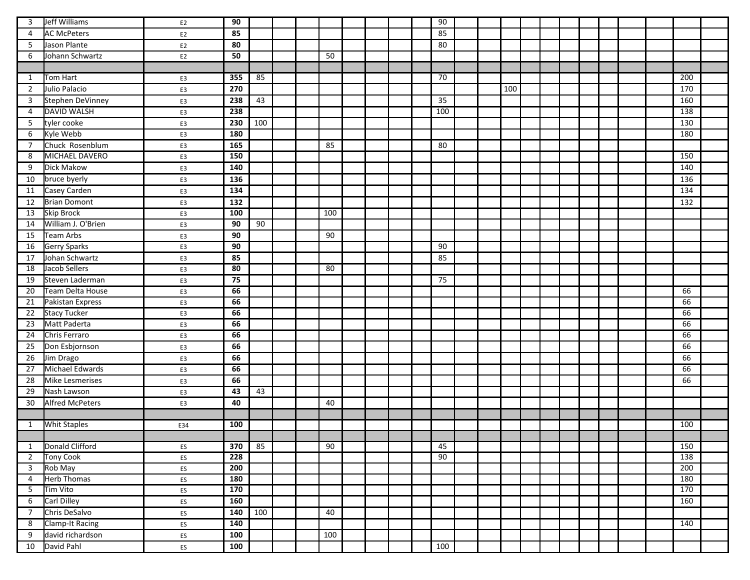| | | | | | | | | | | | | | | | | | | | | | | | | |
|---|---|---|---|---|---|---|---|---|---|---|---|---|---|---|---|---|---|---|---|---|---|---|---|---|
| 3 | Jeff Williams | E2 | **90** | | | | | | | | | 90 | | | | | | | | | | | | |
| 4 | AC McPeters | E2 | **85** | | | | | | | | | 85 | | | | | | | | | | | | |
| 5 | Jason Plante | E2 | **80** | | | | | | | | | 80 | | | | | | | | | | | | |
| 6 | Johann Schwartz | E2 | **50** | | | | 50 | | | | | | | | | | | | | | | | | |
| | | | | | | | | | | | | | | | | | | | | | | | | |
| 1 | Tom Hart | E3 | **355** | 85 | | | | | | | | 70 | | | | | | | | | | | 200 | |
| 2 | Julio Palacio | E3 | **270** | | | | | | | | | | | | 100 | | | | | | | | 170 | |
| 3 | Stephen DeVinney | E3 | **238** | 43 | | | | | | | | 35 | | | | | | | | | | | 160 | |
| 4 | DAVID WALSH | E3 | **238** | | | | | | | | | 100 | | | | | | | | | | | 138 | |
| 5 | tyler cooke | E3 | **230** | 100 | | | | | | | | | | | | | | | | | | | 130 | |
| 6 | Kyle Webb | E3 | **180** | | | | | | | | | | | | | | | | | | | | 180 | |
| 7 | Chuck Rosenblum | E3 | **165** | | | | 85 | | | | | 80 | | | | | | | | | | | | |
| 8 | MICHAEL DAVERO | E3 | **150** | | | | | | | | | | | | | | | | | | | | 150 | |
| 9 | Dick Makow | E3 | **140** | | | | | | | | | | | | | | | | | | | | 140 | |
| 10 | bruce byerly | E3 | **136** | | | | | | | | | | | | | | | | | | | | 136 | |
| 11 | Casey Carden | E3 | **134** | | | | | | | | | | | | | | | | | | | | 134 | |
| 12 | Brian Domont | E3 | **132** | | | | | | | | | | | | | | | | | | | | 132 | |
| 13 | Skip Brock | E3 | **100** | | | | 100 | | | | | | | | | | | | | | | | | |
| 14 | William J. O'Brien | E3 | **90** | 90 | | | | | | | | | | | | | | | | | | | | |
| 15 | Team Arbs | E3 | **90** | | | | 90 | | | | | | | | | | | | | | | | | |
| 16 | Gerry Sparks | E3 | **90** | | | | | | | | | 90 | | | | | | | | | | | | |
| 17 | Johan Schwartz | E3 | **85** | | | | | | | | | 85 | | | | | | | | | | | | |
| 18 | Jacob Sellers | E3 | **80** | | | | 80 | | | | | | | | | | | | | | | | | |
| 19 | Steven Laderman | E3 | **75** | | | | | | | | | 75 | | | | | | | | | | | | |
| 20 | Team Delta House | E3 | **66** | | | | | | | | | | | | | | | | | | | | 66 | |
| 21 | Pakistan Express | E3 | **66** | | | | | | | | | | | | | | | | | | | | 66 | |
| 22 | Stacy Tucker | E3 | **66** | | | | | | | | | | | | | | | | | | | | 66 | |
| 23 | Matt Paderta | E3 | **66** | | | | | | | | | | | | | | | | | | | | 66 | |
| 24 | Chris Ferraro | E3 | **66** | | | | | | | | | | | | | | | | | | | | 66 | |
| 25 | Don Esbjornson | E3 | **66** | | | | | | | | | | | | | | | | | | | | 66 | |
| 26 | Jim Drago | E3 | **66** | | | | | | | | | | | | | | | | | | | | 66 | |
| 27 | Michael Edwards | E3 | **66** | | | | | | | | | | | | | | | | | | | | 66 | |
| 28 | Mike Lesmerises | E3 | **66** | | | | | | | | | | | | | | | | | | | | 66 | |
| 29 | Nash Lawson | E3 | **43** | 43 | | | | | | | | | | | | | | | | | | | | |
| 30 | Alfred McPeters | E3 | **40** | | | | 40 | | | | | | | | | | | | | | | | | |
| | | | | | | | | | | | | | | | | | | | | | | | | |
| 1 | Whit Staples | E34 | **100** | | | | | | | | | | | | | | | | | | | | 100 | |
| | | | | | | | | | | | | | | | | | | | | | | | | |
| 1 | Donald Clifford | ES | **370** | 85 | | | 90 | | | | | 45 | | | | | | | | | | | 150 | |
| 2 | Tony Cook | ES | **228** | | | | | | | | | 90 | | | | | | | | | | | 138 | |
| 3 | Rob May | ES | **200** | | | | | | | | | | | | | | | | | | | | 200 | |
| 4 | Herb Thomas | ES | **180** | | | | | | | | | | | | | | | | | | | | 180 | |
| 5 | Tim Vito | ES | **170** | | | | | | | | | | | | | | | | | | | | 170 | |
| 6 | Carl Dilley | ES | **160** | | | | | | | | | | | | | | | | | | | | 160 | |
| 7 | Chris DeSalvo | ES | **140** | 100 | | | 40 | | | | | | | | | | | | | | | | | |
| 8 | Clamp-It Racing | ES | **140** | | | | | | | | | | | | | | | | | | | | 140 | |
| 9 | david richardson | ES | **100** | | | | 100 | | | | | | | | | | | | | | | | | |
| 10 | David Pahl | ES | **100** | | | | | | | | | 100 | | | | | | | | | | | | |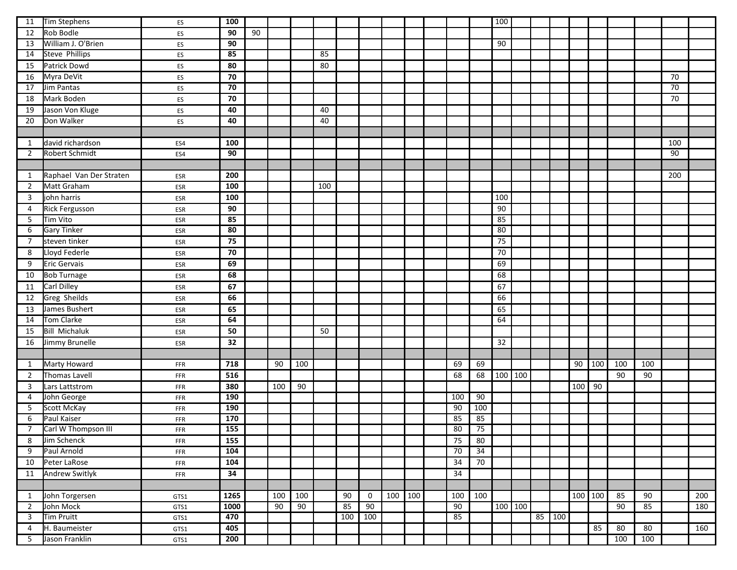| | | | | | | | | | | | | | | | | | | | | | | | | |
|---|---|---|---|---|---|---|---|---|---|---|---|---|---|---|---|---|---|---|---|---|---|---|---|---|
| 11 | Tim Stephens | ES | **100** | | | | | | | | | | | | 100 | | | | | | | | | |
| 12 | Rob Bodle | ES | **90** | 90 | | | | | | | | | | | | | | | | | | | | |
| 13 | William J. O'Brien | ES | **90** | | | | | | | | | | | | 90 | | | | | | | | | |
| 14 | Steve Phillips | ES | **85** | | | | 85 | | | | | | | | | | | | | | | | | |
| 15 | Patrick Dowd | ES | **80** | | | | 80 | | | | | | | | | | | | | | | | | |
| 16 | Myra DeVit | ES | **70** | | | | | | | | | | | | | | | | | | | | 70 | |
| 17 | Jim Pantas | ES | **70** | | | | | | | | | | | | | | | | | | | | 70 | |
| 18 | Mark Boden | ES | **70** | | | | | | | | | | | | | | | | | | | | 70 | |
| 19 | Jason Von Kluge | ES | **40** | | | | 40 | | | | | | | | | | | | | | | | | |
| 20 | Don Walker | ES | **40** | | | | 40 | | | | | | | | | | | | | | | | | |
| | | | | | | | | | | | | | | | | | | | | | | | | |
| 1 | david richardson | ES4 | **100** | | | | | | | | | | | | | | | | | | | | 100 | |
| 2 | Robert Schmidt | ES4 | **90** | | | | | | | | | | | | | | | | | | | | 90 | |
| | | | | | | | | | | | | | | | | | | | | | | | | |
| 1 | Raphael Van Der Straten | ESR | **200** | | | | | | | | | | | | | | | | | | | | 200 | |
| 2 | Matt Graham | ESR | **100** | | | | 100 | | | | | | | | | | | | | | | | | |
| 3 | john harris | ESR | **100** | | | | | | | | | | | | 100 | | | | | | | | | |
| 4 | Rick Fergusson | ESR | **90** | | | | | | | | | | | | 90 | | | | | | | | | |
| 5 | Tim Vito | ESR | **85** | | | | | | | | | | | | 85 | | | | | | | | | |
| 6 | Gary Tinker | ESR | **80** | | | | | | | | | | | | 80 | | | | | | | | | |
| 7 | steven tinker | ESR | **75** | | | | | | | | | | | | 75 | | | | | | | | | |
| 8 | Lloyd Federle | ESR | **70** | | | | | | | | | | | | 70 | | | | | | | | | |
| 9 | Eric Gervais | ESR | **69** | | | | | | | | | | | | 69 | | | | | | | | | |
| 10 | Bob Turnage | ESR | **68** | | | | | | | | | | | | 68 | | | | | | | | | |
| 11 | Carl Dilley | ESR | **67** | | | | | | | | | | | | 67 | | | | | | | | | |
| 12 | Greg Sheilds | ESR | **66** | | | | | | | | | | | | 66 | | | | | | | | | |
| 13 | James Bushert | ESR | **65** | | | | | | | | | | | | 65 | | | | | | | | | |
| 14 | Tom Clarke | ESR | **64** | | | | | | | | | | | | 64 | | | | | | | | | |
| 15 | Bill Michaluk | ESR | **50** | | | | 50 | | | | | | | | | | | | | | | | | |
| 16 | Jimmy Brunelle | ESR | **32** | | | | | | | | | | | | 32 | | | | | | | | | |
| | | | | | | | | | | | | | | | | | | | | | | | | |
| 1 | Marty Howard | FFR | **718** | | 90 | 100 | | | | | | | 69 | 69 | | | | | 90 | 100 | 100 | 100 | | |
| 2 | Thomas Lavell | FFR | **516** | | | | | | | | | | 68 | 68 | 100 | 100 | | | | | 90 | 90 | | |
| 3 | Lars Lattstrom | FFR | **380** | | 100 | 90 | | | | | | | | | | | | | 100 | 90 | | | | |
| 4 | John George | FFR | **190** | | | | | | | | | | 100 | 90 | | | | | | | | | | |
| 5 | Scott McKay | FFR | **190** | | | | | | | | | | 90 | 100 | | | | | | | | | | |
| 6 | Paul Kaiser | FFR | **170** | | | | | | | | | | 85 | 85 | | | | | | | | | | |
| 7 | Carl W Thompson III | FFR | **155** | | | | | | | | | | 80 | 75 | | | | | | | | | | |
| 8 | Jim Schenck | FFR | **155** | | | | | | | | | | 75 | 80 | | | | | | | | | | |
| 9 | Paul Arnold | FFR | **104** | | | | | | | | | | 70 | 34 | | | | | | | | | | |
| 10 | Peter LaRose | FFR | **104** | | | | | | | | | | 34 | 70 | | | | | | | | | | |
| 11 | Andrew Switlyk | FFR | **34** | | | | | | | | | | 34 | | | | | | | | | | | |
| | | | | | | | | | | | | | | | | | | | | | | | | |
| 1 | John Torgersen | GTS1 | **1265** | | 100 | 100 | | 90 | 0 | 100 | 100 | | 100 | 100 | | | | | 100 | 100 | 85 | 90 | | 200 |
| 2 | John Mock | GTS1 | **1000** | | 90 | 90 | | 85 | 90 | | | | 90 | | 100 | 100 | | | | | 90 | 85 | | 180 |
| 3 | Tim Pruitt | GTS1 | **470** | | | | | 100 | 100 | | | | 85 | | | | 85 | 100 | | | | | | |
| 4 | H. Baumeister | GTS1 | **405** | | | | | | | | | | | | | | | | | 85 | 80 | 80 | | 160 |
| 5 | Jason Franklin | GTS1 | **200** | | | | | | | | | | | | | | | | | | 100 | 100 | | |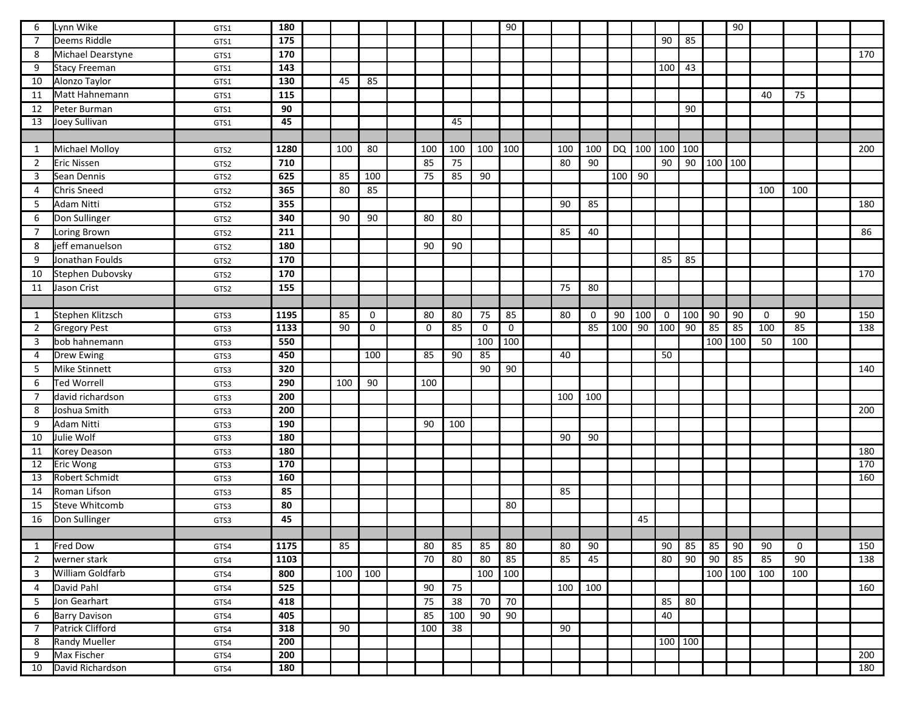| | | | | | | | | | | | | | | | | | | | | | | | | |
|---|---|---|---|---|---|---|---|---|---|---|---|---|---|---|---|---|---|---|---|---|---|---|---|---|
| 6 | Lynn Wike | GTS1 | **180** | | | | | | | | 90 | | | | | | | | | 90 | | | | |
| 7 | Deems Riddle | GTS1 | **175** | | | | | | | | | | | | | | 90 | 85 | | | | | | |
| 8 | Michael Dearstyne | GTS1 | **170** | | | | | | | | | | | | | | | | | | | | | 170 |
| 9 | Stacy Freeman | GTS1 | **143** | | | | | | | | | | | | | | 100 | 43 | | | | | | |
| 10 | Alonzo Taylor | GTS1 | **130** | | 45 | 85 | | | | | | | | | | | | | | | | | | |
| 11 | Matt Hahnemann | GTS1 | **115** | | | | | | | | | | | | | | | | | | 40 | 75 | | |
| 12 | Peter Burman | GTS1 | **90** | | | | | | | | | | | | | | | 90 | | | | | | |
| 13 | Joey Sullivan | GTS1 | **45** | | | | | | 45 | | | | | | | | | | | | | | | |
| | | | | | | | | | | | | | | | | | | | | | | | | |
| 1 | Michael Molloy | GTS2 | **1280** | | 100 | 80 | | 100 | 100 | 100 | 100 | | 100 | 100 | DQ | 100 | 100 | 100 | | | | | | 200 |
| 2 | Eric Nissen | GTS2 | **710** | | | | | 85 | 75 | | | | 80 | 90 | | | 90 | 90 | 100 | 100 | | | | |
| 3 | Sean Dennis | GTS2 | **625** | | 85 | 100 | | 75 | 85 | 90 | | | | | 100 | 90 | | | | | | | | |
| 4 | Chris Sneed | GTS2 | **365** | | 80 | 85 | | | | | | | | | | | | | | | 100 | 100 | | |
| 5 | Adam Nitti | GTS2 | **355** | | | | | | | | | | 90 | 85 | | | | | | | | | | 180 |
| 6 | Don Sullinger | GTS2 | **340** | | 90 | 90 | | 80 | 80 | | | | | | | | | | | | | | | |
| 7 | Loring Brown | GTS2 | **211** | | | | | | | | | | 85 | 40 | | | | | | | | | | 86 |
| 8 | jeff emanuelson | GTS2 | **180** | | | | | 90 | 90 | | | | | | | | | | | | | | | |
| 9 | Jonathan Foulds | GTS2 | **170** | | | | | | | | | | | | | | 85 | 85 | | | | | | |
| 10 | Stephen Dubovsky | GTS2 | **170** | | | | | | | | | | | | | | | | | | | | | 170 |
| 11 | Jason Crist | GTS2 | **155** | | | | | | | | | | 75 | 80 | | | | | | | | | | |
| | | | | | | | | | | | | | | | | | | | | | | | | |
| 1 | Stephen Klitzsch | GTS3 | **1195** | | 85 | 0 | | 80 | 80 | 75 | 85 | | 80 | 0 | 90 | 100 | 0 | 100 | 90 | 90 | 0 | 90 | | 150 |
| 2 | Gregory Pest | GTS3 | **1133** | | 90 | 0 | | 0 | 85 | 0 | 0 | | | 85 | 100 | 90 | 100 | 90 | 85 | 85 | 100 | 85 | | 138 |
| 3 | bob hahnemann | GTS3 | **550** | | | | | | | 100 | 100 | | | | | | | | 100 | 100 | 50 | 100 | | |
| 4 | Drew Ewing | GTS3 | **450** | | | 100 | | 85 | 90 | 85 | | | 40 | | | | 50 | | | | | | | |
| 5 | Mike Stinnett | GTS3 | **320** | | | | | | | 90 | 90 | | | | | | | | | | | | | 140 |
| 6 | Ted Worrell | GTS3 | **290** | | 100 | 90 | | 100 | | | | | | | | | | | | | | | | |
| 7 | david richardson | GTS3 | **200** | | | | | | | | | | 100 | 100 | | | | | | | | | | |
| 8 | Joshua Smith | GTS3 | **200** | | | | | | | | | | | | | | | | | | | | | 200 |
| 9 | Adam Nitti | GTS3 | **190** | | | | | 90 | 100 | | | | | | | | | | | | | | | |
| 10 | Julie Wolf | GTS3 | **180** | | | | | | | | | | 90 | 90 | | | | | | | | | | |
| 11 | Korey Deason | GTS3 | **180** | | | | | | | | | | | | | | | | | | | | | 180 |
| 12 | Eric Wong | GTS3 | **170** | | | | | | | | | | | | | | | | | | | | | 170 |
| 13 | Robert Schmidt | GTS3 | **160** | | | | | | | | | | | | | | | | | | | | | 160 |
| 14 | Roman Lifson | GTS3 | **85** | | | | | | | | | | 85 | | | | | | | | | | | |
| 15 | Steve Whitcomb | GTS3 | **80** | | | | | | | | 80 | | | | | | | | | | | | | |
| 16 | Don Sullinger | GTS3 | **45** | | | | | | | | | | | | | 45 | | | | | | | | |
| | | | | | | | | | | | | | | | | | | | | | | | | |
| 1 | Fred Dow | GTS4 | **1175** | | 85 | | | 80 | 85 | 85 | 80 | | 80 | 90 | | | 90 | 85 | 85 | 90 | 90 | 0 | | 150 |
| 2 | werner stark | GTS4 | **1103** | | | | | 70 | 80 | 80 | 85 | | 85 | 45 | | | 80 | 90 | 90 | 85 | 85 | 90 | | 138 |
| 3 | William Goldfarb | GTS4 | **800** | | 100 | 100 | | | | 100 | 100 | | | | | | | | 100 | 100 | 100 | 100 | | |
| 4 | David Pahl | GTS4 | **525** | | | | | 90 | 75 | | | | 100 | 100 | | | | | | | | | | 160 |
| 5 | Jon Gearhart | GTS4 | **418** | | | | | 75 | 38 | 70 | 70 | | | | | | 85 | 80 | | | | | | |
| 6 | Barry Davison | GTS4 | **405** | | | | | 85 | 100 | 90 | 90 | | | | | | 40 | | | | | | | |
| 7 | Patrick Clifford | GTS4 | **318** | | 90 | | | 100 | 38 | | | | 90 | | | | | | | | | | | |
| 8 | Randy Mueller | GTS4 | **200** | | | | | | | | | | | | | | 100 | 100 | | | | | | |
| 9 | Max Fischer | GTS4 | **200** | | | | | | | | | | | | | | | | | | | | | 200 |
| 10 | David Richardson | GTS4 | **180** | | | | | | | | | | | | | | | | | | | | | 180 |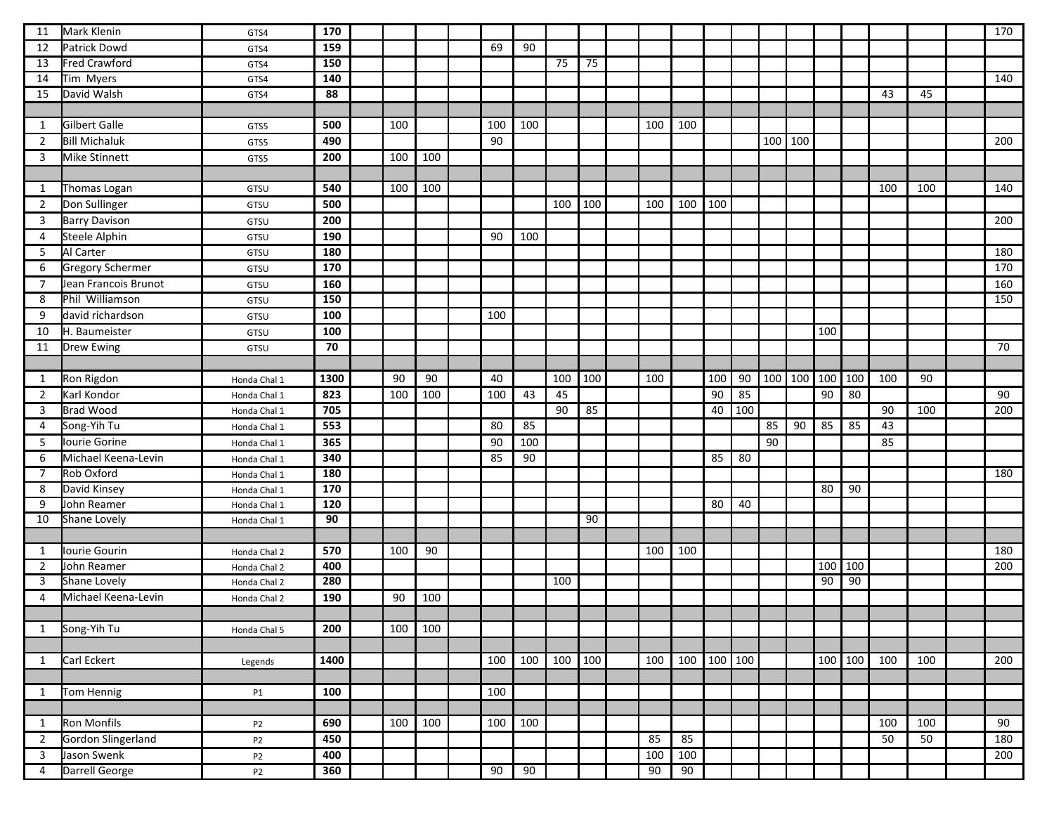| | | | | | | | | | | | | | | | | | | | | | | | | |
|---|---|---|---|---|---|---|---|---|---|---|---|---|---|---|---|---|---|---|---|---|---|---|---|---|
| 11 | Mark Klenin | GTS4 | **170** | | | | | | | | | | | | | | | | | | | | | 170 |
| 12 | Patrick Dowd | GTS4 | **159** | | | | | 69 | 90 | | | | | | | | | | | | | | | |
| 13 | Fred Crawford | GTS4 | **150** | | | | | | | 75 | 75 | | | | | | | | | | | | | |
| 14 | Tim Myers | GTS4 | **140** | | | | | | | | | | | | | | | | | | | | | 140 |
| 15 | David Walsh | GTS4 | **88** | | | | | | | | | | | | | | | | | | 43 | 45 | | |
| | | | | | | | | | | | | | | | | | | | | | | | | |
| 1 | Gilbert Galle | GTS5 | **500** | | 100 | | | 100 | 100 | | | | 100 | 100 | | | | | | | | | | |
| 2 | Bill Michaluk | GTS5 | **490** | | | | | 90 | | | | | | | | | 100 | 100 | | | | | | 200 |
| 3 | Mike Stinnett | GTS5 | **200** | | 100 | 100 | | | | | | | | | | | | | | | | | | |
| | | | | | | | | | | | | | | | | | | | | | | | | |
| 1 | Thomas Logan | GTSU | **540** | | 100 | 100 | | | | | | | | | | | | | | | 100 | 100 | | 140 |
| 2 | Don Sullinger | GTSU | **500** | | | | | | | 100 | 100 | | 100 | 100 | 100 | | | | | | | | | |
| 3 | Barry Davison | GTSU | **200** | | | | | | | | | | | | | | | | | | | | | 200 |
| 4 | Steele Alphin | GTSU | **190** | | | | | 90 | 100 | | | | | | | | | | | | | | | |
| 5 | Al Carter | GTSU | **180** | | | | | | | | | | | | | | | | | | | | | 180 |
| 6 | Gregory Schermer | GTSU | **170** | | | | | | | | | | | | | | | | | | | | | 170 |
| 7 | Jean Francois Brunot | GTSU | **160** | | | | | | | | | | | | | | | | | | | | | 160 |
| 8 | Phil Williamson | GTSU | **150** | | | | | | | | | | | | | | | | | | | | | 150 |
| 9 | david richardson | GTSU | **100** | | | | | 100 | | | | | | | | | | | | | | | | |
| 10 | H. Baumeister | GTSU | **100** | | | | | | | | | | | | | | | | 100 | | | | | |
| 11 | Drew Ewing | GTSU | **70** | | | | | | | | | | | | | | | | | | | | | 70 |
| | | | | | | | | | | | | | | | | | | | | | | | | |
| 1 | Ron Rigdon | Honda Chal 1 | **1300** | | 90 | 90 | | 40 | | 100 | 100 | | 100 | | 100 | 90 | 100 | 100 | 100 | 100 | 100 | 90 | | |
| 2 | Karl Kondor | Honda Chal 1 | **823** | | 100 | 100 | | 100 | 43 | 45 | | | | | 90 | 85 | | | 90 | 80 | | | | 90 |
| 3 | Brad Wood | Honda Chal 1 | **705** | | | | | | | 90 | 85 | | | | 40 | 100 | | | | | 90 | 100 | | 200 |
| 4 | Song-Yih Tu | Honda Chal 1 | **553** | | | | | 80 | 85 | | | | | | | | 85 | 90 | 85 | 85 | 43 | | | |
| 5 | Iourie Gorine | Honda Chal 1 | **365** | | | | | 90 | 100 | | | | | | | | 90 | | | | 85 | | | |
| 6 | Michael Keena-Levin | Honda Chal 1 | **340** | | | | | 85 | 90 | | | | | | 85 | 80 | | | | | | | | |
| 7 | Rob Oxford | Honda Chal 1 | **180** | | | | | | | | | | | | | | | | | | | | | 180 |
| 8 | David Kinsey | Honda Chal 1 | **170** | | | | | | | | | | | | | | | | 80 | 90 | | | | |
| 9 | John Reamer | Honda Chal 1 | **120** | | | | | | | | | | | | 80 | 40 | | | | | | | | |
| 10 | Shane Lovely | Honda Chal 1 | **90** | | | | | | | | 90 | | | | | | | | | | | | | |
| | | | | | | | | | | | | | | | | | | | | | | | | |
| 1 | Iourie Gourin | Honda Chal 2 | **570** | | 100 | 90 | | | | | | | 100 | 100 | | | | | | | | | | 180 |
| 2 | John Reamer | Honda Chal 2 | **400** | | | | | | | | | | | | | | | | 100 | 100 | | | | 200 |
| 3 | Shane Lovely | Honda Chal 2 | **280** | | | | | | | 100 | | | | | | | | | 90 | 90 | | | | |
| 4 | Michael Keena-Levin | Honda Chal 2 | **190** | | 90 | 100 | | | | | | | | | | | | | | | | | | |
| | | | | | | | | | | | | | | | | | | | | | | | | |
| 1 | Song-Yih Tu | Honda Chal 5 | **200** | | 100 | 100 | | | | | | | | | | | | | | | | | | |
| | | | | | | | | | | | | | | | | | | | | | | | | |
| 1 | Carl Eckert | Legends | **1400** | | | | | 100 | 100 | 100 | 100 | | 100 | 100 | 100 | 100 | | | 100 | 100 | 100 | 100 | | 200 |
| | | | | | | | | | | | | | | | | | | | | | | | | |
| 1 | Tom Hennig | P1 | **100** | | | | | 100 | | | | | | | | | | | | | | | | |
| | | | | | | | | | | | | | | | | | | | | | | | | |
| 1 | Ron Monfils | P2 | **690** | | 100 | 100 | | 100 | 100 | | | | | | | | | | | | 100 | 100 | | 90 |
| 2 | Gordon Slingerland | P2 | **450** | | | | | | | | | | 85 | 85 | | | | | | | 50 | 50 | | 180 |
| 3 | Jason Swenk | P2 | **400** | | | | | | | | | | 100 | 100 | | | | | | | | | | 200 |
| 4 | Darrell George | P2 | **360** | | | | | 90 | 90 | | | | 90 | 90 | | | | | | | | | | |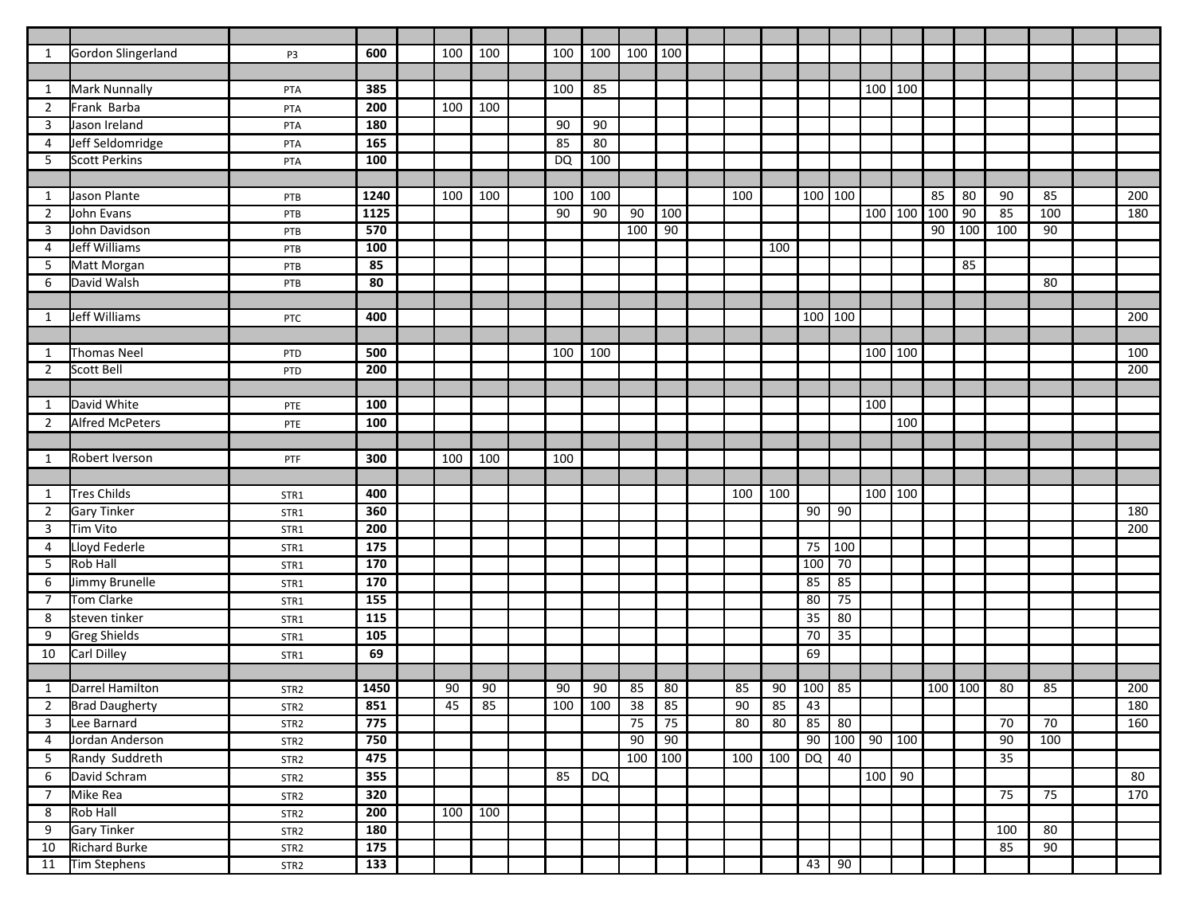| | | | | | | | | | | | | | | | | | | | | | | | | |
|---|---|---|---|---|---|---|---|---|---|---|---|---|---|---|---|---|---|---|---|---|---|---|---|---|
| 1 | Gordon Slingerland | P3 | **600** | | 100 | 100 | | 100 | 100 | 100 | 100 | | | | | | | | | | | | | |
| | | | | | | | | | | | | | | | | | | | | | | | | |
| 1 | Mark Nunnally | PTA | **385** | | | | | 100 | 85 | | | | | | | | 100 | 100 | | | | | | |
| 2 | Frank Barba | PTA | **200** | | 100 | 100 | | | | | | | | | | | | | | | | | | |
| 3 | Jason Ireland | PTA | **180** | | | | | 90 | 90 | | | | | | | | | | | | | | | |
| 4 | Jeff Seldomridge | PTA | **165** | | | | | 85 | 80 | | | | | | | | | | | | | | | |
| 5 | Scott Perkins | PTA | **100** | | | | | DQ | 100 | | | | | | | | | | | | | | | |
| | | | | | | | | | | | | | | | | | | | | | | | | |
| 1 | Jason Plante | PTB | **1240** | | 100 | 100 | | 100 | 100 | | | | 100 | | 100 | 100 | | | 85 | 80 | 90 | 85 | | 200 |
| 2 | John Evans | PTB | **1125** | | | | | 90 | 90 | 90 | 100 | | | | | | 100 | 100 | 100 | 90 | 85 | 100 | | 180 |
| 3 | John Davidson | PTB | **570** | | | | | | | 100 | 90 | | | | | | | | 90 | 100 | 100 | 90 | | |
| 4 | Jeff Williams | PTB | **100** | | | | | | | | | | | 100 | | | | | | | | | | |
| 5 | Matt Morgan | PTB | **85** | | | | | | | | | | | | | | | | | 85 | | | | |
| 6 | David Walsh | PTB | **80** | | | | | | | | | | | | | | | | | | | 80 | | |
| | | | | | | | | | | | | | | | | | | | | | | | | |
| 1 | Jeff Williams | PTC | **400** | | | | | | | | | | | | 100 | 100 | | | | | | | | 200 |
| | | | | | | | | | | | | | | | | | | | | | | | | |
| 1 | Thomas Neel | PTD | **500** | | | | | 100 | 100 | | | | | | | | 100 | 100 | | | | | | 100 |
| 2 | Scott Bell | PTD | **200** | | | | | | | | | | | | | | | | | | | | | 200 |
| | | | | | | | | | | | | | | | | | | | | | | | | |
| 1 | David White | PTE | **100** | | | | | | | | | | | | | | 100 | | | | | | | |
| 2 | Alfred McPeters | PTE | **100** | | | | | | | | | | | | | | | 100 | | | | | | |
| | | | | | | | | | | | | | | | | | | | | | | | | |
| 1 | Robert Iverson | PTF | **300** | | 100 | 100 | | 100 | | | | | | | | | | | | | | | | |
| | | | | | | | | | | | | | | | | | | | | | | | | |
| 1 | Tres Childs | STR1 | **400** | | | | | | | | | | 100 | 100 | | | 100 | 100 | | | | | | |
| 2 | Gary Tinker | STR1 | **360** | | | | | | | | | | | | 90 | 90 | | | | | | | | 180 |
| 3 | Tim Vito | STR1 | **200** | | | | | | | | | | | | | | | | | | | | | 200 |
| 4 | Lloyd Federle | STR1 | **175** | | | | | | | | | | | | 75 | 100 | | | | | | | | |
| 5 | Rob Hall | STR1 | **170** | | | | | | | | | | | | 100 | 70 | | | | | | | | |
| 6 | Jimmy Brunelle | STR1 | **170** | | | | | | | | | | | | 85 | 85 | | | | | | | | |
| 7 | Tom Clarke | STR1 | **155** | | | | | | | | | | | | 80 | 75 | | | | | | | | |
| 8 | steven tinker | STR1 | **115** | | | | | | | | | | | | 35 | 80 | | | | | | | | |
| 9 | Greg Shields | STR1 | **105** | | | | | | | | | | | | 70 | 35 | | | | | | | | |
| 10 | Carl Dilley | STR1 | **69** | | | | | | | | | | | | 69 | | | | | | | | | |
| | | | | | | | | | | | | | | | | | | | | | | | | |
| 1 | Darrel Hamilton | STR2 | **1450** | | 90 | 90 | | 90 | 90 | 85 | 80 | | 85 | 90 | 100 | 85 | | | 100 | 100 | 80 | 85 | | 200 |
| 2 | Brad Daugherty | STR2 | **851** | | 45 | 85 | | 100 | 100 | 38 | 85 | | 90 | 85 | 43 | | | | | | | | | 180 |
| 3 | Lee Barnard | STR2 | **775** | | | | | | | 75 | 75 | | 80 | 80 | 85 | 80 | | | | | 70 | 70 | | 160 |
| 4 | Jordan Anderson | STR2 | **750** | | | | | | | 90 | 90 | | | | 90 | 100 | 90 | 100 | | | 90 | 100 | | |
| 5 | Randy Suddreth | STR2 | **475** | | | | | | | 100 | 100 | | 100 | 100 | DQ | 40 | | | | | 35 | | | |
| 6 | David Schram | STR2 | **355** | | | | | 85 | DQ | | | | | | | | 100 | 90 | | | | | | 80 |
| 7 | Mike Rea | STR2 | **320** | | | | | | | | | | | | | | | | | | 75 | 75 | | 170 |
| 8 | Rob Hall | STR2 | **200** | | 100 | 100 | | | | | | | | | | | | | | | | | | |
| 9 | Gary Tinker | STR2 | **180** | | | | | | | | | | | | | | | | | | 100 | 80 | | |
| 10 | Richard Burke | STR2 | **175** | | | | | | | | | | | | | | | | | | 85 | 90 | | |
| 11 | Tim Stephens | STR2 | **133** | | | | | | | | | | | | 43 | 90 | | | | | | | | |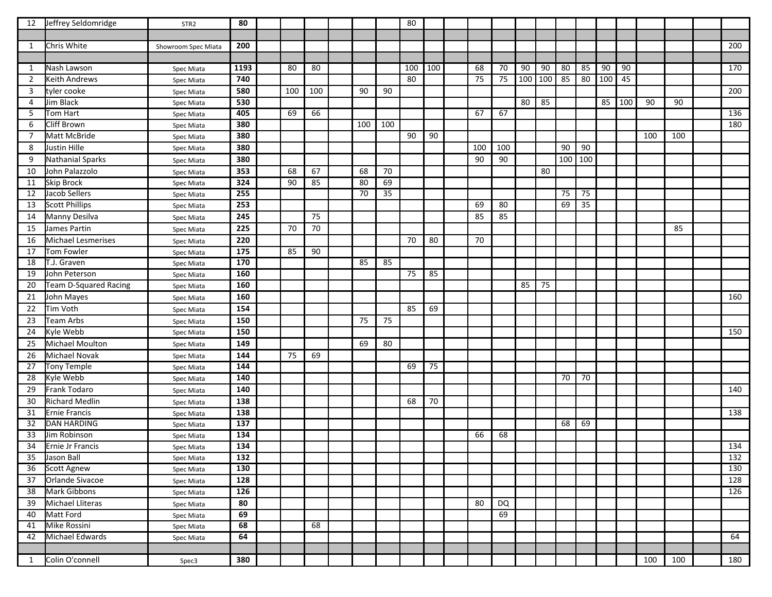| | | | | | | | | | | | | | | | | | | | | | | | | |
|---|---|---|---|---|---|---|---|---|---|---|---|---|---|---|---|---|---|---|---|---|---|---|---|---|
| 12 | Jeffrey Seldomridge | STR2 | **80** | | | | | | | 80 | | | | | | | | | | | | | | |
| | | | | | | | | | | | | | | | | | | | | | | | | |
| 1 | Chris White | Showroom Spec Miata | **200** | | | | | | | | | | | | | | | | | | | | | 200 |
| | | | | | | | | | | | | | | | | | | | | | | | | |
| 1 | Nash Lawson | Spec Miata | **1193** | | 80 | 80 | | | | 100 | 100 | | 68 | 70 | 90 | 90 | 80 | 85 | 90 | 90 | | | | 170 |
| 2 | Keith Andrews | Spec Miata | **740** | | | | | | | 80 | | | 75 | 75 | 100 | 100 | 85 | 80 | 100 | 45 | | | | |
| 3 | tyler cooke | Spec Miata | **580** | | 100 | 100 | | 90 | 90 | | | | | | | | | | | | | | | 200 |
| 4 | Jim Black | Spec Miata | **530** | | | | | | | | | | | | 80 | 85 | | | 85 | 100 | 90 | 90 | | |
| 5 | Tom Hart | Spec Miata | **405** | | 69 | 66 | | | | | | | 67 | 67 | | | | | | | | | | 136 |
| 6 | Cliff Brown | Spec Miata | **380** | | | | | 100 | 100 | | | | | | | | | | | | | | | 180 |
| 7 | Matt McBride | Spec Miata | **380** | | | | | | | 90 | 90 | | | | | | | | | | 100 | 100 | | |
| 8 | Justin Hille | Spec Miata | **380** | | | | | | | | | | 100 | 100 | | | 90 | 90 | | | | | | |
| 9 | Nathanial Sparks | Spec Miata | **380** | | | | | | | | | | 90 | 90 | | | 100 | 100 | | | | | | |
| 10 | John Palazzolo | Spec Miata | **353** | | 68 | 67 | | 68 | 70 | | | | | | | 80 | | | | | | | | |
| 11 | Skip Brock | Spec Miata | **324** | | 90 | 85 | | 80 | 69 | | | | | | | | | | | | | | | |
| 12 | Jacob Sellers | Spec Miata | **255** | | | | | 70 | 35 | | | | | | | | 75 | 75 | | | | | | |
| 13 | Scott Phillips | Spec Miata | **253** | | | | | | | | | | 69 | 80 | | | 69 | 35 | | | | | | |
| 14 | Manny Desilva | Spec Miata | **245** | | | 75 | | | | | | | 85 | 85 | | | | | | | | | | |
| 15 | James Partin | Spec Miata | **225** | | 70 | 70 | | | | | | | | | | | | | | | | 85 | | |
| 16 | Michael Lesmerises | Spec Miata | **220** | | | | | | | 70 | 80 | | 70 | | | | | | | | | | | |
| 17 | Tom Fowler | Spec Miata | **175** | | 85 | 90 | | | | | | | | | | | | | | | | | | |
| 18 | T.J. Graven | Spec Miata | **170** | | | | | 85 | 85 | | | | | | | | | | | | | | | |
| 19 | John Peterson | Spec Miata | **160** | | | | | | | 75 | 85 | | | | | | | | | | | | | |
| 20 | Team D-Squared Racing | Spec Miata | **160** | | | | | | | | | | | | 85 | 75 | | | | | | | | |
| 21 | John Mayes | Spec Miata | **160** | | | | | | | | | | | | | | | | | | | | | 160 |
| 22 | Tim Voth | Spec Miata | **154** | | | | | | | 85 | 69 | | | | | | | | | | | | | |
| 23 | Team Arbs | Spec Miata | **150** | | | | | 75 | 75 | | | | | | | | | | | | | | | |
| 24 | Kyle Webb | Spec Miata | **150** | | | | | | | | | | | | | | | | | | | | | 150 |
| 25 | Michael Moulton | Spec Miata | **149** | | | | | 69 | 80 | | | | | | | | | | | | | | | |
| 26 | Michael Novak | Spec Miata | **144** | | 75 | 69 | | | | | | | | | | | | | | | | | | |
| 27 | Tony Temple | Spec Miata | **144** | | | | | | | 69 | 75 | | | | | | | | | | | | | |
| 28 | Kyle Webb | Spec Miata | **140** | | | | | | | | | | | | | | 70 | 70 | | | | | | |
| 29 | Frank Todaro | Spec Miata | **140** | | | | | | | | | | | | | | | | | | | | | 140 |
| 30 | Richard Medlin | Spec Miata | **138** | | | | | | | 68 | 70 | | | | | | | | | | | | | |
| 31 | Ernie Francis | Spec Miata | **138** | | | | | | | | | | | | | | | | | | | | | 138 |
| 32 | DAN HARDING | Spec Miata | **137** | | | | | | | | | | | | | | 68 | 69 | | | | | | |
| 33 | Jim Robinson | Spec Miata | **134** | | | | | | | | | | 66 | 68 | | | | | | | | | | |
| 34 | Ernie Jr Francis | Spec Miata | **134** | | | | | | | | | | | | | | | | | | | | | 134 |
| 35 | Jason Ball | Spec Miata | **132** | | | | | | | | | | | | | | | | | | | | | 132 |
| 36 | Scott Agnew | Spec Miata | **130** | | | | | | | | | | | | | | | | | | | | | 130 |
| 37 | Orlande Sivacoe | Spec Miata | **128** | | | | | | | | | | | | | | | | | | | | | 128 |
| 38 | Mark Gibbons | Spec Miata | **126** | | | | | | | | | | | | | | | | | | | | | 126 |
| 39 | Michael Lliteras | Spec Miata | **80** | | | | | | | | | | 80 | DQ | | | | | | | | | | |
| 40 | Matt Ford | Spec Miata | **69** | | | | | | | | | | | 69 | | | | | | | | | | |
| 41 | Mike Rossini | Spec Miata | **68** | | | 68 | | | | | | | | | | | | | | | | | | |
| 42 | Michael Edwards | Spec Miata | **64** | | | | | | | | | | | | | | | | | | | | | 64 |
| | | | | | | | | | | | | | | | | | | | | | | | | |
| 1 | Colin O'connell | Spec3 | **380** | | | | | | | | | | | | | | | | | | 100 | 100 | | 180 |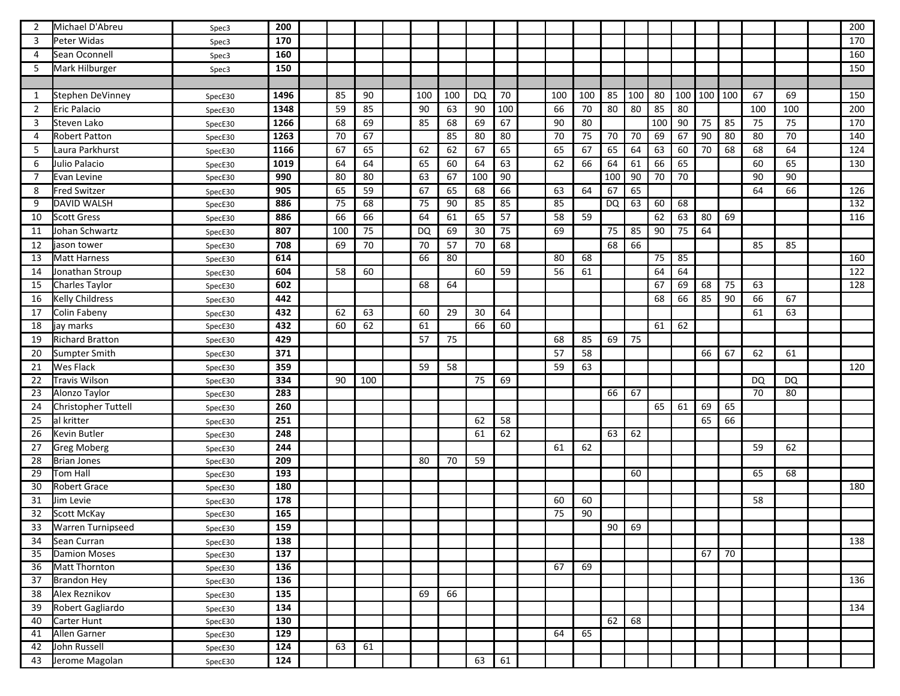| | | | | | | | | | | | | | | | | | | | | | | | | |
|---|---|---|---|---|---|---|---|---|---|---|---|---|---|---|---|---|---|---|---|---|---|---|---|---|
| 2 | Michael D'Abreu | Spec3 | **200** | | | | | | | | | | | | | | | | | | | | | 200 |
| 3 | Peter Widas | Spec3 | **170** | | | | | | | | | | | | | | | | | | | | | 170 |
| 4 | Sean Oconnell | Spec3 | **160** | | | | | | | | | | | | | | | | | | | | | 160 |
| 5 | Mark Hilburger | Spec3 | **150** | | | | | | | | | | | | | | | | | | | | | 150 |
| | | | | | | | | | | | | | | | | | | | | | | | | |
| 1 | Stephen DeVinney | SpecE30 | **1496** | | 85 | 90 | | 100 | 100 | DQ | 70 | | 100 | 100 | 85 | 100 | 80 | 100 | 100 | 100 | 67 | 69 | | 150 |
| 2 | Eric Palacio | SpecE30 | **1348** | | 59 | 85 | | 90 | 63 | 90 | 100 | | 66 | 70 | 80 | 80 | 85 | 80 | | | 100 | 100 | | 200 |
| 3 | Steven Lako | SpecE30 | **1266** | | 68 | 69 | | 85 | 68 | 69 | 67 | | 90 | 80 | | | 100 | 90 | 75 | 85 | 75 | 75 | | 170 |
| 4 | Robert Patton | SpecE30 | **1263** | | 70 | 67 | | | 85 | 80 | 80 | | 70 | 75 | 70 | 70 | 69 | 67 | 90 | 80 | 80 | 70 | | 140 |
| 5 | Laura Parkhurst | SpecE30 | **1166** | | 67 | 65 | | 62 | 62 | 67 | 65 | | 65 | 67 | 65 | 64 | 63 | 60 | 70 | 68 | 68 | 64 | | 124 |
| 6 | Julio Palacio | SpecE30 | **1019** | | 64 | 64 | | 65 | 60 | 64 | 63 | | 62 | 66 | 64 | 61 | 66 | 65 | | | 60 | 65 | | 130 |
| 7 | Evan Levine | SpecE30 | **990** | | 80 | 80 | | 63 | 67 | 100 | 90 | | | | 100 | 90 | 70 | 70 | | | 90 | 90 | | |
| 8 | Fred Switzer | SpecE30 | **905** | | 65 | 59 | | 67 | 65 | 68 | 66 | | 63 | 64 | 67 | 65 | | | | | 64 | 66 | | 126 |
| 9 | DAVID WALSH | SpecE30 | **886** | | 75 | 68 | | 75 | 90 | 85 | 85 | | 85 | | DQ | 63 | 60 | 68 | | | | | | 132 |
| 10 | Scott Gress | SpecE30 | **886** | | 66 | 66 | | 64 | 61 | 65 | 57 | | 58 | 59 | | | 62 | 63 | 80 | 69 | | | | 116 |
| 11 | Johan Schwartz | SpecE30 | **807** | | 100 | 75 | | DQ | 69 | 30 | 75 | | 69 | | 75 | 85 | 90 | 75 | 64 | | | | | |
| 12 | jason tower | SpecE30 | **708** | | 69 | 70 | | 70 | 57 | 70 | 68 | | | | 68 | 66 | | | | | 85 | 85 | | |
| 13 | Matt Harness | SpecE30 | **614** | | | | | 66 | 80 | | | | 80 | 68 | | | 75 | 85 | | | | | | 160 |
| 14 | Jonathan Stroup | SpecE30 | **604** | | 58 | 60 | | | | 60 | 59 | | 56 | 61 | | | 64 | 64 | | | | | | 122 |
| 15 | Charles Taylor | SpecE30 | **602** | | | | | 68 | 64 | | | | | | | | 67 | 69 | 68 | 75 | 63 | | | 128 |
| 16 | Kelly Childress | SpecE30 | **442** | | | | | | | | | | | | | | 68 | 66 | 85 | 90 | 66 | 67 | | |
| 17 | Colin Fabeny | SpecE30 | **432** | | 62 | 63 | | 60 | 29 | 30 | 64 | | | | | | | | | | 61 | 63 | | |
| 18 | jay marks | SpecE30 | **432** | | 60 | 62 | | 61 | | 66 | 60 | | | | | | 61 | 62 | | | | | | |
| 19 | Richard Bratton | SpecE30 | **429** | | | | | 57 | 75 | | | | 68 | 85 | 69 | 75 | | | | | | | | |
| 20 | Sumpter Smith | SpecE30 | **371** | | | | | | | | | | 57 | 58 | | | | | 66 | 67 | 62 | 61 | | |
| 21 | Wes Flack | SpecE30 | **359** | | | | | 59 | 58 | | | | 59 | 63 | | | | | | | | | | 120 |
| 22 | Travis Wilson | SpecE30 | **334** | | 90 | 100 | | | | 75 | 69 | | | | | | | | | | DQ | DQ | | |
| 23 | Alonzo Taylor | SpecE30 | **283** | | | | | | | | | | | | 66 | 67 | | | | | 70 | 80 | | |
| 24 | Christopher Tuttell | SpecE30 | **260** | | | | | | | | | | | | | | 65 | 61 | 69 | 65 | | | | |
| 25 | al kritter | SpecE30 | **251** | | | | | | | 62 | 58 | | | | | | | | 65 | 66 | | | | |
| 26 | Kevin Butler | SpecE30 | **248** | | | | | | | 61 | 62 | | | | 63 | 62 | | | | | | | | |
| 27 | Greg Moberg | SpecE30 | **244** | | | | | | | | | | 61 | 62 | | | | | | | 59 | 62 | | |
| 28 | Brian Jones | SpecE30 | **209** | | | | | 80 | 70 | 59 | | | | | | | | | | | | | | |
| 29 | Tom Hall | SpecE30 | **193** | | | | | | | | | | | | | 60 | | | | | 65 | 68 | | |
| 30 | Robert Grace | SpecE30 | **180** | | | | | | | | | | | | | | | | | | | | | 180 |
| 31 | Jim Levie | SpecE30 | **178** | | | | | | | | | | 60 | 60 | | | | | | | 58 | | | |
| 32 | Scott McKay | SpecE30 | **165** | | | | | | | | | | 75 | 90 | | | | | | | | | | |
| 33 | Warren Turnipseed | SpecE30 | **159** | | | | | | | | | | | | 90 | 69 | | | | | | | | |
| 34 | Sean Curran | SpecE30 | **138** | | | | | | | | | | | | | | | | | | | | | 138 |
| 35 | Damion Moses | SpecE30 | **137** | | | | | | | | | | | | | | | | 67 | 70 | | | | |
| 36 | Matt Thornton | SpecE30 | **136** | | | | | | | | | | 67 | 69 | | | | | | | | | | |
| 37 | Brandon Hey | SpecE30 | **136** | | | | | | | | | | | | | | | | | | | | | 136 |
| 38 | Alex Reznikov | SpecE30 | **135** | | | | | 69 | 66 | | | | | | | | | | | | | | | |
| 39 | Robert Gagliardo | SpecE30 | **134** | | | | | | | | | | | | | | | | | | | | | 134 |
| 40 | Carter Hunt | SpecE30 | **130** | | | | | | | | | | | | 62 | 68 | | | | | | | | |
| 41 | Allen Garner | SpecE30 | **129** | | | | | | | | | | 64 | 65 | | | | | | | | | | |
| 42 | John Russell | SpecE30 | **124** | | 63 | 61 | | | | | | | | | | | | | | | | | | |
| 43 | Jerome Magolan | SpecE30 | **124** | | | | | | | 63 | 61 | | | | | | | | | | | | | |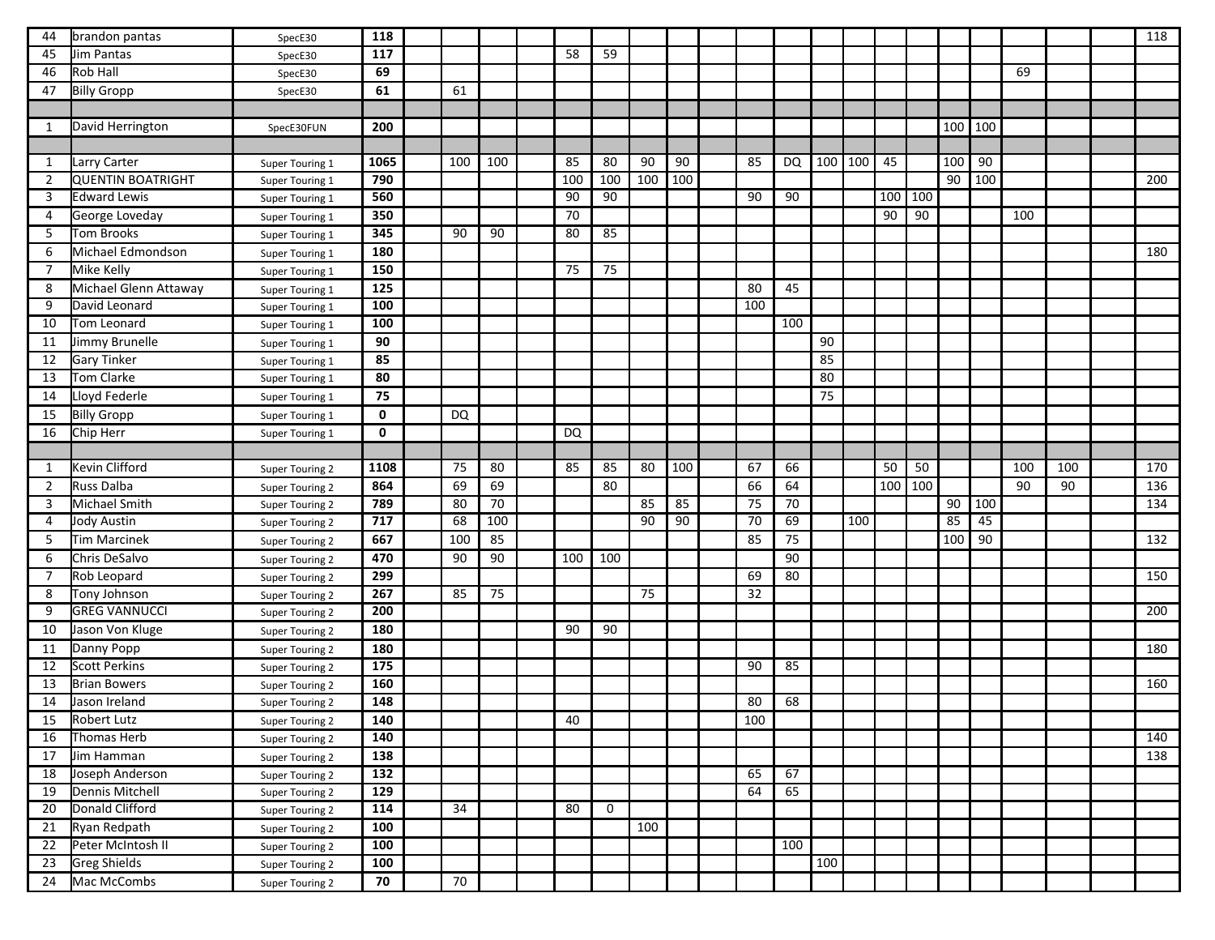| | | | | | | | | | | | | | | | | | | | | | | | | |
|---|---|---|---|---|---|---|---|---|---|---|---|---|---|---|---|---|---|---|---|---|---|---|---|---|
| 44 | brandon pantas | SpecE30 | **118** | | | | | | | | | | | | | | | | | | | | | 118 |
| 45 | Jim Pantas | SpecE30 | **117** | | | | | 58 | 59 | | | | | | | | | | | | | | | |
| 46 | Rob Hall | SpecE30 | **69** | | | | | | | | | | | | | | | | | | 69 | | | |
| 47 | Billy Gropp | SpecE30 | **61** | | 61 | | | | | | | | | | | | | | | | | | | |
| | | | | | | | | | | | | | | | | | | | | | | | | |
| 1 | David Herrington | SpecE30FUN | **200** | | | | | | | | | | | | | | | | 100 | 100 | | | | |
| | | | | | | | | | | | | | | | | | | | | | | | | |
| 1 | Larry Carter | Super Touring 1 | **1065** | | 100 | 100 | | 85 | 80 | 90 | 90 | | 85 | DQ | 100 | 100 | 45 | | 100 | 90 | | | | |
| 2 | QUENTIN BOATRIGHT | Super Touring 1 | **790** | | | | | 100 | 100 | 100 | 100 | | | | | | | | 90 | 100 | | | | 200 |
| 3 | Edward Lewis | Super Touring 1 | **560** | | | | | 90 | 90 | | | | 90 | 90 | | | 100 | 100 | | | | | | |
| 4 | George Loveday | Super Touring 1 | **350** | | | | | 70 | | | | | | | | | 90 | 90 | | | 100 | | | |
| 5 | Tom Brooks | Super Touring 1 | **345** | | 90 | 90 | | 80 | 85 | | | | | | | | | | | | | | | |
| 6 | Michael Edmondson | Super Touring 1 | **180** | | | | | | | | | | | | | | | | | | | | | 180 |
| 7 | Mike Kelly | Super Touring 1 | **150** | | | | | 75 | 75 | | | | | | | | | | | | | | | |
| 8 | Michael Glenn Attaway | Super Touring 1 | **125** | | | | | | | | | | 80 | 45 | | | | | | | | | | |
| 9 | David Leonard | Super Touring 1 | **100** | | | | | | | | | | 100 | | | | | | | | | | | |
| 10 | Tom Leonard | Super Touring 1 | **100** | | | | | | | | | | | 100 | | | | | | | | | | |
| 11 | Jimmy Brunelle | Super Touring 1 | **90** | | | | | | | | | | | | 90 | | | | | | | | | |
| 12 | Gary Tinker | Super Touring 1 | **85** | | | | | | | | | | | | 85 | | | | | | | | | |
| 13 | Tom Clarke | Super Touring 1 | **80** | | | | | | | | | | | | 80 | | | | | | | | | |
| 14 | Lloyd Federle | Super Touring 1 | **75** | | | | | | | | | | | | 75 | | | | | | | | | |
| 15 | Billy Gropp | Super Touring 1 | **0** | | DQ | | | | | | | | | | | | | | | | | | | |
| 16 | Chip Herr | Super Touring 1 | **0** | | | | | DQ | | | | | | | | | | | | | | | | |
| | | | | | | | | | | | | | | | | | | | | | | | | |
| 1 | Kevin Clifford | Super Touring 2 | **1108** | | 75 | 80 | | 85 | 85 | 80 | 100 | | 67 | 66 | | | 50 | 50 | | | 100 | 100 | | 170 |
| 2 | Russ Dalba | Super Touring 2 | **864** | | 69 | 69 | | | 80 | | | | 66 | 64 | | | 100 | 100 | | | 90 | 90 | | 136 |
| 3 | Michael Smith | Super Touring 2 | **789** | | 80 | 70 | | | | 85 | 85 | | 75 | 70 | | | | | 90 | 100 | | | | 134 |
| 4 | Jody Austin | Super Touring 2 | **717** | | 68 | 100 | | | | 90 | 90 | | 70 | 69 | | 100 | | | 85 | 45 | | | | |
| 5 | Tim Marcinek | Super Touring 2 | **667** | | 100 | 85 | | | | | | | 85 | 75 | | | | | 100 | 90 | | | | 132 |
| 6 | Chris DeSalvo | Super Touring 2 | **470** | | 90 | 90 | | 100 | 100 | | | | | 90 | | | | | | | | | | |
| 7 | Rob Leopard | Super Touring 2 | **299** | | | | | | | | | | 69 | 80 | | | | | | | | | | 150 |
| 8 | Tony Johnson | Super Touring 2 | **267** | | 85 | 75 | | | | 75 | | | 32 | | | | | | | | | | | |
| 9 | GREG VANNUCCI | Super Touring 2 | **200** | | | | | | | | | | | | | | | | | | | | | 200 |
| 10 | Jason Von Kluge | Super Touring 2 | **180** | | | | | 90 | 90 | | | | | | | | | | | | | | | |
| 11 | Danny Popp | Super Touring 2 | **180** | | | | | | | | | | | | | | | | | | | | | 180 |
| 12 | Scott Perkins | Super Touring 2 | **175** | | | | | | | | | | 90 | 85 | | | | | | | | | | |
| 13 | Brian Bowers | Super Touring 2 | **160** | | | | | | | | | | | | | | | | | | | | | 160 |
| 14 | Jason Ireland | Super Touring 2 | **148** | | | | | | | | | | 80 | 68 | | | | | | | | | | |
| 15 | Robert Lutz | Super Touring 2 | **140** | | | | | 40 | | | | | 100 | | | | | | | | | | | |
| 16 | Thomas Herb | Super Touring 2 | **140** | | | | | | | | | | | | | | | | | | | | | 140 |
| 17 | Jim Hamman | Super Touring 2 | **138** | | | | | | | | | | | | | | | | | | | | | 138 |
| 18 | Joseph Anderson | Super Touring 2 | **132** | | | | | | | | | | 65 | 67 | | | | | | | | | | |
| 19 | Dennis Mitchell | Super Touring 2 | **129** | | | | | | | | | | 64 | 65 | | | | | | | | | | |
| 20 | Donald Clifford | Super Touring 2 | **114** | | 34 | | | 80 | 0 | | | | | | | | | | | | | | | |
| 21 | Ryan Redpath | Super Touring 2 | **100** | | | | | | | 100 | | | | | | | | | | | | | | |
| 22 | Peter McIntosh II | Super Touring 2 | **100** | | | | | | | | | | | 100 | | | | | | | | | | |
| 23 | Greg Shields | Super Touring 2 | **100** | | | | | | | | | | | | 100 | | | | | | | | | |
| 24 | Mac McCombs | Super Touring 2 | **70** | | 70 | | | | | | | | | | | | | | | | | | | |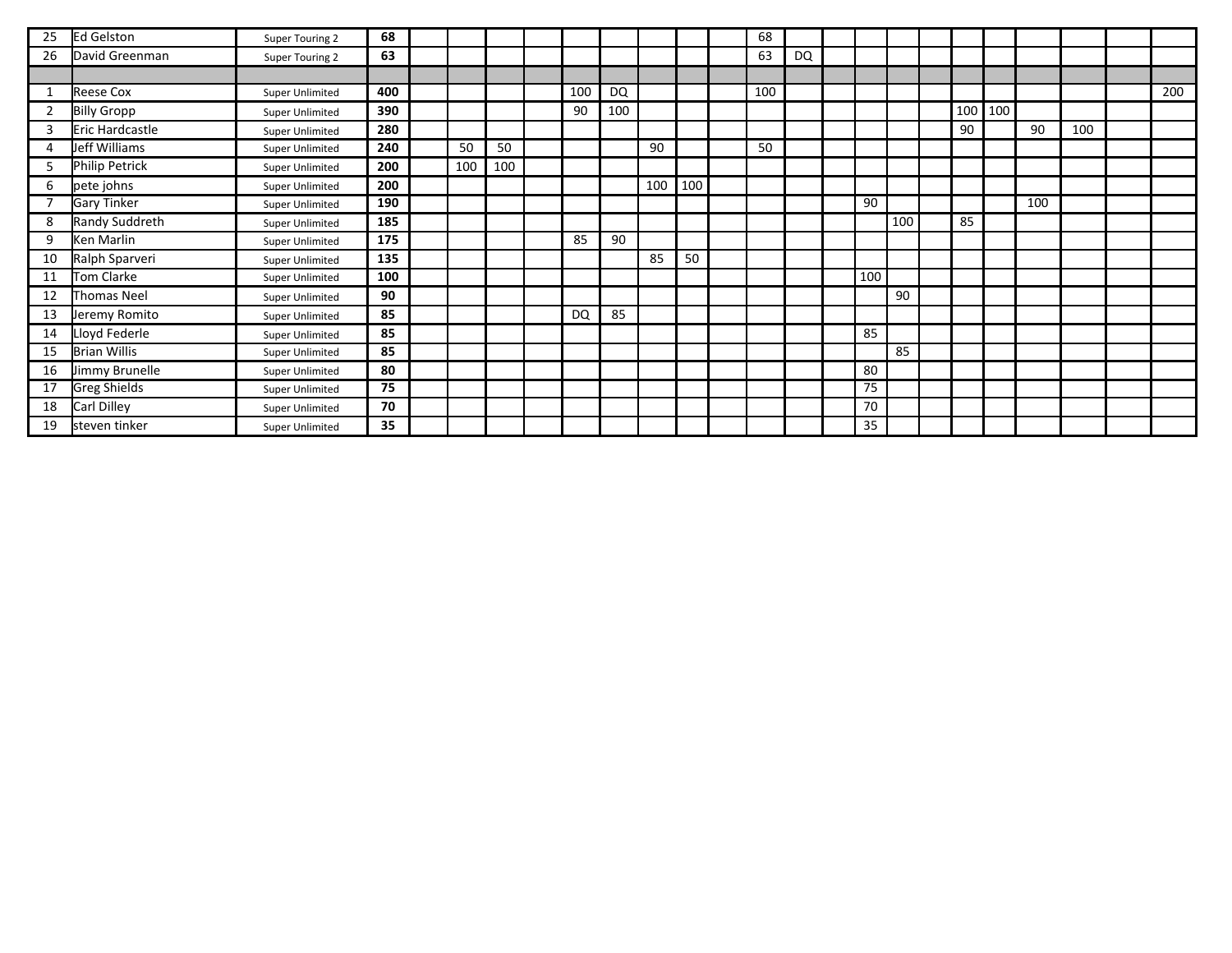| | | | | | | | | | | | | | | | | | | | | | | | | |
|---|---|---|---|---|---|---|---|---|---|---|---|---|---|---|---|---|---|---|---|---|---|---|---|---|
| 25 | Ed Gelston | Super Touring 2 | **68** | | | | | | | | | | 68 | | | | | | | | | | | |
| 26 | David Greenman | Super Touring 2 | **63** | | | | | | | | | | 63 | DQ | | | | | | | | | | |
| | | | | | | | | | | | | | | | | | | | | | | | | |
| 1 | Reese Cox | Super Unlimited | **400** | | | | | 100 | DQ | | | | 100 | | | | | | | | | | | 200 |
| 2 | Billy Gropp | Super Unlimited | **390** | | | | | 90 | 100 | | | | | | | | | | 100 | 100 | | | | |
| 3 | Eric Hardcastle | Super Unlimited | **280** | | | | | | | | | | | | | | | | 90 | | 90 | 100 | | |
| 4 | Jeff Williams | Super Unlimited | **240** | | 50 | 50 | | | | 90 | | | 50 | | | | | | | | | | | |
| 5 | Philip Petrick | Super Unlimited | **200** | | 100 | 100 | | | | | | | | | | | | | | | | | | |
| 6 | pete johns | Super Unlimited | **200** | | | | | | | 100 | 100 | | | | | | | | | | | | | |
| 7 | Gary Tinker | Super Unlimited | **190** | | | | | | | | | | | | | 90 | | | | | 100 | | | |
| 8 | Randy Suddreth | Super Unlimited | **185** | | | | | | | | | | | | | | 100 | | 85 | | | | | |
| 9 | Ken Marlin | Super Unlimited | **175** | | | | | 85 | 90 | | | | | | | | | | | | | | | |
| 10 | Ralph Sparveri | Super Unlimited | **135** | | | | | | | 85 | 50 | | | | | | | | | | | | | |
| 11 | Tom Clarke | Super Unlimited | **100** | | | | | | | | | | | | | 100 | | | | | | | | |
| 12 | Thomas Neel | Super Unlimited | **90** | | | | | | | | | | | | | | 90 | | | | | | | |
| 13 | Jeremy Romito | Super Unlimited | **85** | | | | | DQ | 85 | | | | | | | | | | | | | | | |
| 14 | Lloyd Federle | Super Unlimited | **85** | | | | | | | | | | | | | 85 | | | | | | | | |
| 15 | Brian Willis | Super Unlimited | **85** | | | | | | | | | | | | | | 85 | | | | | | | |
| 16 | Jimmy Brunelle | Super Unlimited | **80** | | | | | | | | | | | | | 80 | | | | | | | | |
| 17 | Greg Shields | Super Unlimited | **75** | | | | | | | | | | | | | 75 | | | | | | | | |
| 18 | Carl Dilley | Super Unlimited | **70** | | | | | | | | | | | | | 70 | | | | | | | | |
| 19 | steven tinker | Super Unlimited | **35** | | | | | | | | | | | | | 35 | | | | | | | | |